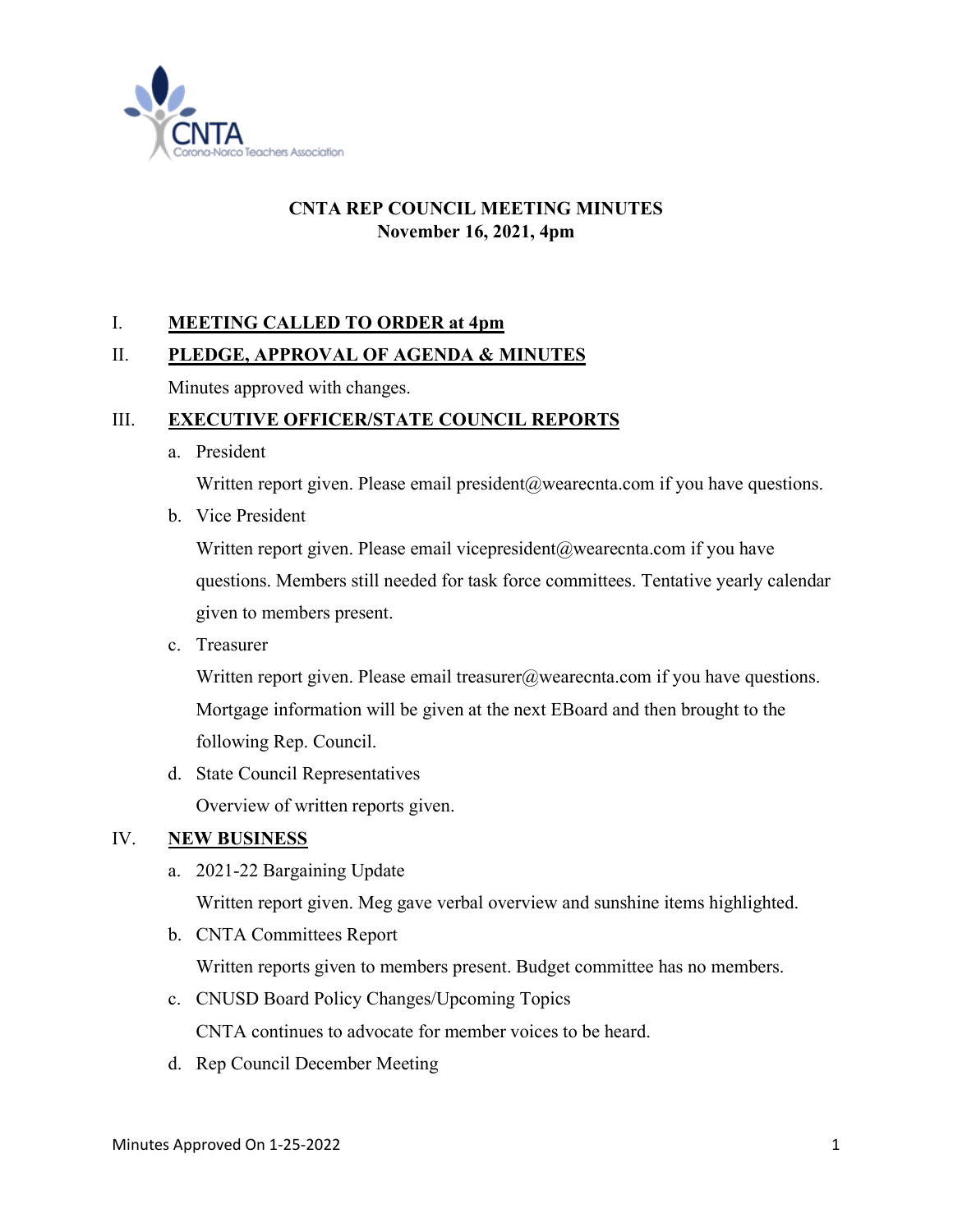CNTA
Corona-Norco Teachers Association

**CNTA REP COUNCIL MEETING MINUTES**
**November 16, 2021, 4pm**

I. **MEETING CALLED TO ORDER at 4pm**

II. **PLEDGE, APPROVAL OF AGENDA & MINUTES**

Minutes approved with changes.

III. **EXECUTIVE OFFICER/STATE COUNCIL REPORTS**

a. President

Written report given. Please email president@wearecnta.com if you have questions.

b. Vice President

Written report given. Please email vicepresident@wearecnta.com if you have questions. Members still needed for task force committees. Tentative yearly calendar given to members present.

c. Treasurer

Written report given. Please email treasurer@wearecnta.com if you have questions. Mortgage information will be given at the next EBoard and then brought to the following Rep. Council.

d. State Council Representatives

Overview of written reports given.

IV. **NEW BUSINESS**

a. 2021-22 Bargaining Update

Written report given. Meg gave verbal overview and sunshine items highlighted.

b. CNTA Committees Report

Written reports given to members present. Budget committee has no members.

c. CNUSD Board Policy Changes/Upcoming Topics

CNTA continues to advocate for member voices to be heard.

d. Rep Council December Meeting

Minutes Approved On 1-25-2022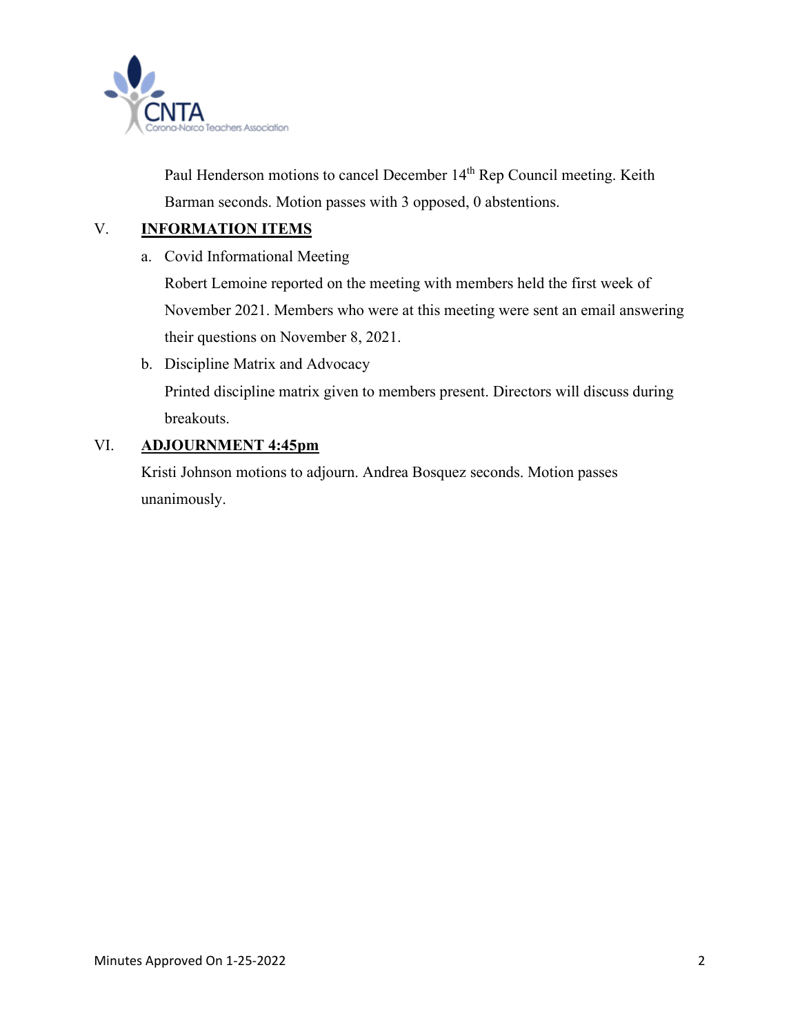Paul Henderson motions to cancel December 14th Rep Council meeting. Keith Barman seconds. Motion passes with 3 opposed, 0 abstentions.

## V. INFORMATION ITEMS

a. Covid Informational Meeting

Robert Lemoine reported on the meeting with members held the first week of November 2021. Members who were at this meeting were sent an email answering their questions on November 8, 2021.

b. Discipline Matrix and Advocacy

Printed discipline matrix given to members present. Directors will discuss during breakouts.

## VI. ADJOURNMENT 4:45pm

Kristi Johnson motions to adjourn. Andrea Bosquez seconds. Motion passes unanimously.

Minutes Approved On 1-25-2022